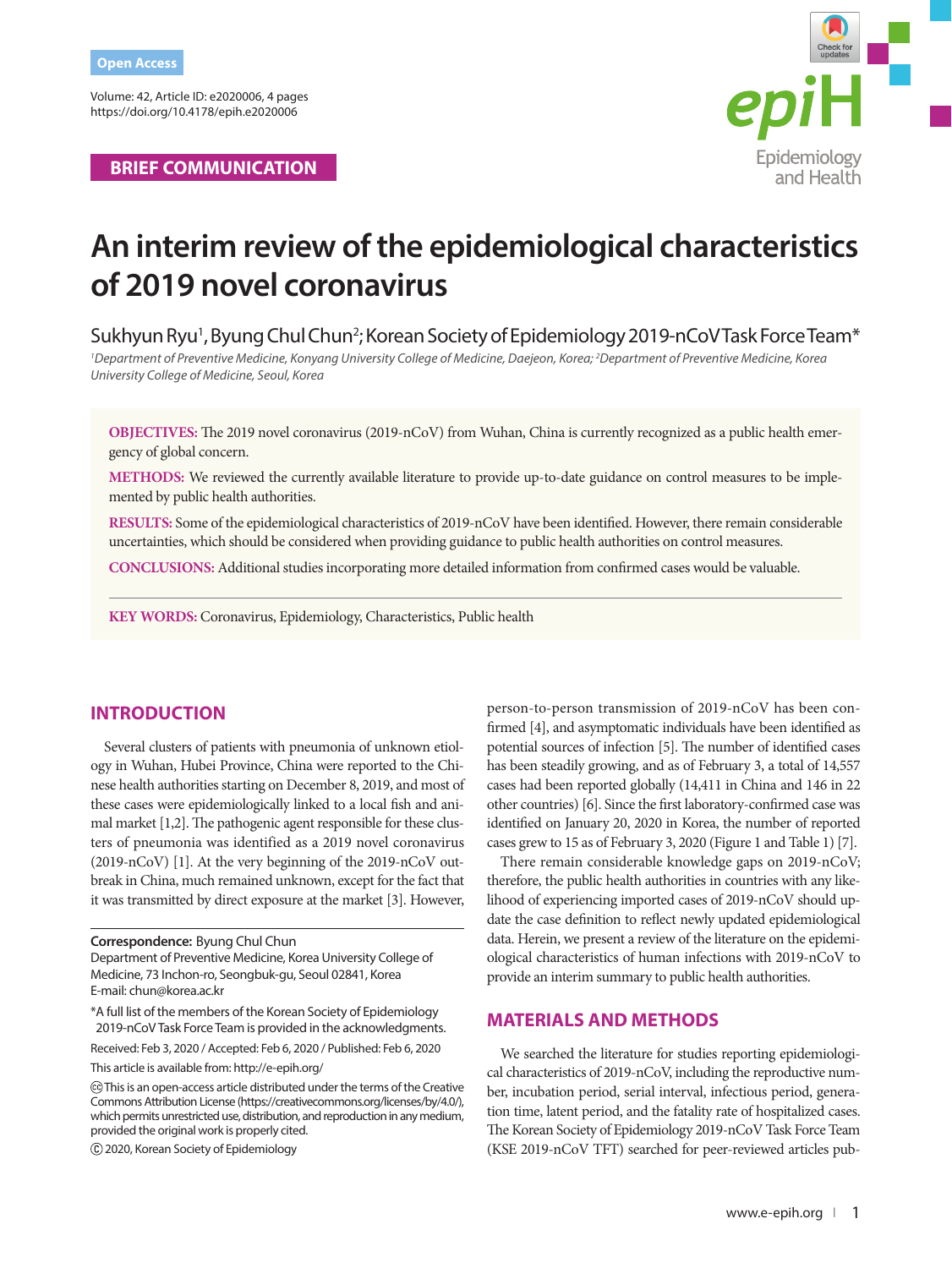Open Access

Volume: 42, Article ID: e2020006, 4 pages
https://doi.org/10.4178/epih.e2020006

**BRIEF COMMUNICATION**

# An interim review of the epidemiological characteristics of 2019 novel coronavirus

Sukhyun Ryu[1], Byung Chul Chun[2]; Korean Society of Epidemiology 2019-nCoV Task Force Team*

*[1]Department of Preventive Medicine, Konyang University College of Medicine, Daejeon, Korea; [2]Department of Preventive Medicine, Korea University College of Medicine, Seoul, Korea*

**OBJECTIVES:** The 2019 novel coronavirus (2019-nCoV) from Wuhan, China is currently recognized as a public health emergency of global concern.

**METHODS:** We reviewed the currently available literature to provide up-to-date guidance on control measures to be implemented by public health authorities.

**RESULTS:** Some of the epidemiological characteristics of 2019-nCoV have been identified. However, there remain considerable uncertainties, which should be considered when providing guidance to public health authorities on control measures.

**CONCLUSIONS:** Additional studies incorporating more detailed information from confirmed cases would be valuable.

**KEY WORDS:** Coronavirus, Epidemiology, Characteristics, Public health

## INTRODUCTION

Several clusters of patients with pneumonia of unknown etiology in Wuhan, Hubei Province, China were reported to the Chinese health authorities starting on December 8, 2019, and most of these cases were epidemiologically linked to a local fish and animal market [1,2]. The pathogenic agent responsible for these clusters of pneumonia was identified as a 2019 novel coronavirus (2019-nCoV) [1]. At the very beginning of the 2019-nCoV outbreak in China, much remained unknown, except for the fact that it was transmitted by direct exposure at the market [3]. However, person-to-person transmission of 2019-nCoV has been confirmed [4], and asymptomatic individuals have been identified as potential sources of infection [5]. The number of identified cases has been steadily growing, and as of February 3, a total of 14,557 cases had been reported globally (14,411 in China and 146 in 22 other countries) [6]. Since the first laboratory-confirmed case was identified on January 20, 2020 in Korea, the number of reported cases grew to 15 as of February 3, 2020 (Figure 1 and Table 1) [7].

There remain considerable knowledge gaps on 2019-nCoV; therefore, the public health authorities in countries with any likelihood of experiencing imported cases of 2019-nCoV should update the case definition to reflect newly updated epidemiological data. Herein, we present a review of the literature on the epidemiological characteristics of human infections with 2019-nCoV to provide an interim summary to public health authorities.

## MATERIALS AND METHODS

We searched the literature for studies reporting epidemiological characteristics of 2019-nCoV, including the reproductive number, incubation period, serial interval, infectious period, generation time, latent period, and the fatality rate of hospitalized cases. The Korean Society of Epidemiology 2019-nCoV Task Force Team (KSE 2019-nCoV TFT) searched for peer-reviewed articles pub-

---

**Correspondence:** Byung Chul Chun
Department of Preventive Medicine, Korea University College of Medicine, 73 Inchon-ro, Seongbuk-gu, Seoul 02841, Korea
E-mail: chun@korea.ac.kr

*A full list of the members of the Korean Society of Epidemiology 2019-nCoV Task Force Team is provided in the acknowledgments.

Received: Feb 3, 2020 / Accepted: Feb 6, 2020 / Published: Feb 6, 2020

This article is available from: http://e-epih.org/

This is an open-access article distributed under the terms of the Creative Commons Attribution License (https://creativecommons.org/licenses/by/4.0/), which permits unrestricted use, distribution, and reproduction in any medium, provided the original work is properly cited.

© 2020, Korean Society of Epidemiology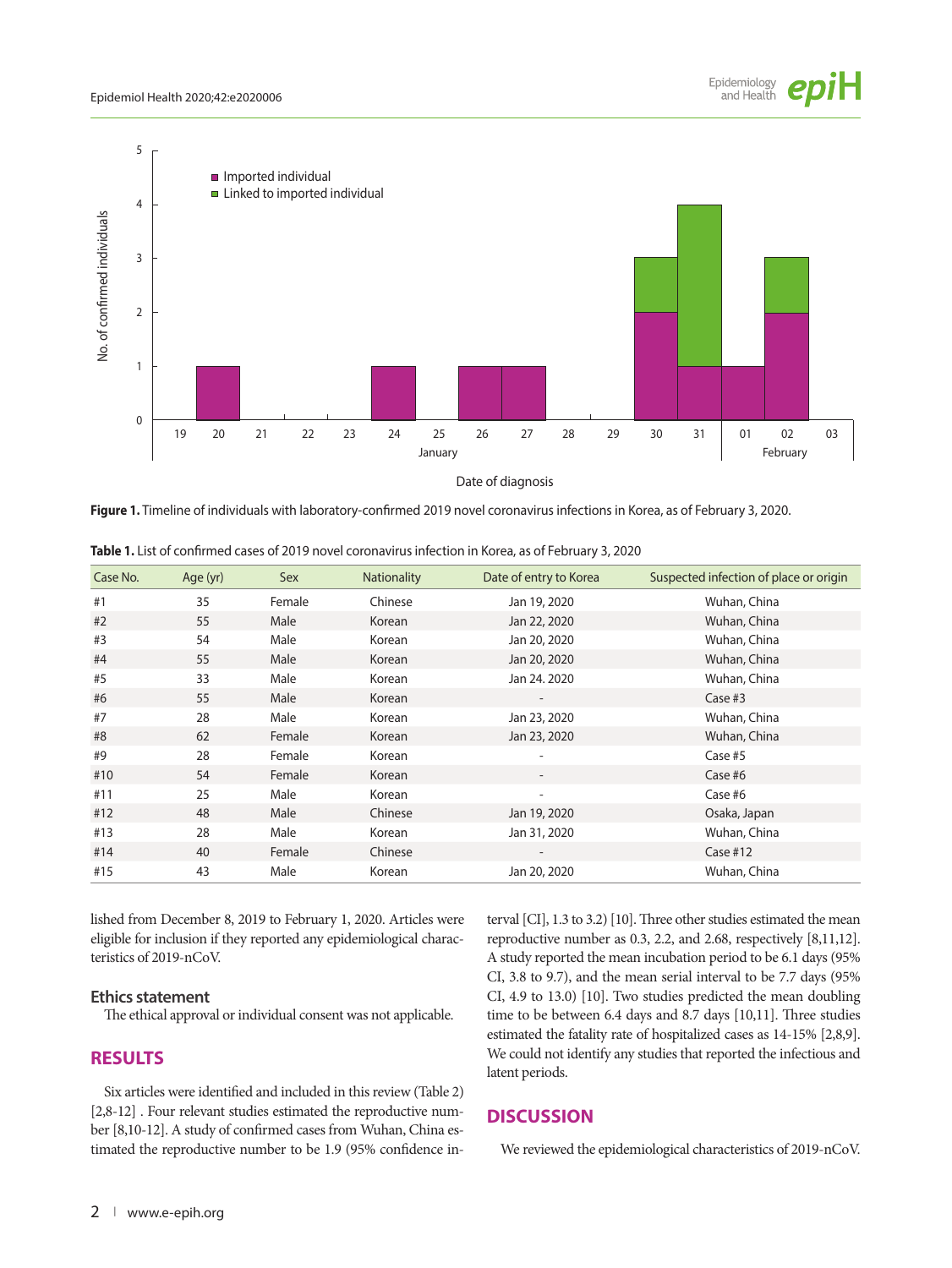Figure 1. Timeline of individuals with laboratory-confirmed 2019 novel coronavirus infections in Korea, as of February 3, 2020.

**Table 1.** List of confirmed cases of 2019 novel coronavirus infection in Korea, as of February 3, 2020

| Case No. | Age (yr) | Sex | Nationality | Date of entry to Korea | Suspected infection of place or origin |
|---|---|---|---|---|---|
| #1 | 35 | Female | Chinese | Jan 19, 2020 | Wuhan, China |
| #2 | 55 | Male | Korean | Jan 22, 2020 | Wuhan, China |
| #3 | 54 | Male | Korean | Jan 20, 2020 | Wuhan, China |
| #4 | 55 | Male | Korean | Jan 20, 2020 | Wuhan, China |
| #5 | 33 | Male | Korean | Jan 24. 2020 | Wuhan, China |
| #6 | 55 | Male | Korean | - | Case #3 |
| #7 | 28 | Male | Korean | Jan 23, 2020 | Wuhan, China |
| #8 | 62 | Female | Korean | Jan 23, 2020 | Wuhan, China |
| #9 | 28 | Female | Korean | - | Case #5 |
| #10 | 54 | Female | Korean | - | Case #6 |
| #11 | 25 | Male | Korean | - | Case #6 |
| #12 | 48 | Male | Chinese | Jan 19, 2020 | Osaka, Japan |
| #13 | 28 | Male | Korean | Jan 31, 2020 | Wuhan, China |
| #14 | 40 | Female | Chinese | - | Case #12 |
| #15 | 43 | Male | Korean | Jan 20, 2020 | Wuhan, China |

lished from December 8, 2019 to February 1, 2020. Articles were eligible for inclusion if they reported any epidemiological characteristics of 2019-nCoV.

### Ethics statement

The ethical approval or individual consent was not applicable.

## RESULTS

Six articles were identified and included in this review (Table 2) [2,8-12] . Four relevant studies estimated the reproductive number [8,10-12]. A study of confirmed cases from Wuhan, China estimated the reproductive number to be 1.9 (95% confidence interval [CI], 1.3 to 3.2) [10]. Three other studies estimated the mean reproductive number as 0.3, 2.2, and 2.68, respectively [8,11,12]. A study reported the mean incubation period to be 6.1 days (95% CI, 3.8 to 9.7), and the mean serial interval to be 7.7 days (95% CI, 4.9 to 13.0) [10]. Two studies predicted the mean doubling time to be between 6.4 days and 8.7 days [10,11]. Three studies estimated the fatality rate of hospitalized cases as 14-15% [2,8,9]. We could not identify any studies that reported the infectious and latent periods.

## DISCUSSION

We reviewed the epidemiological characteristics of 2019-nCoV.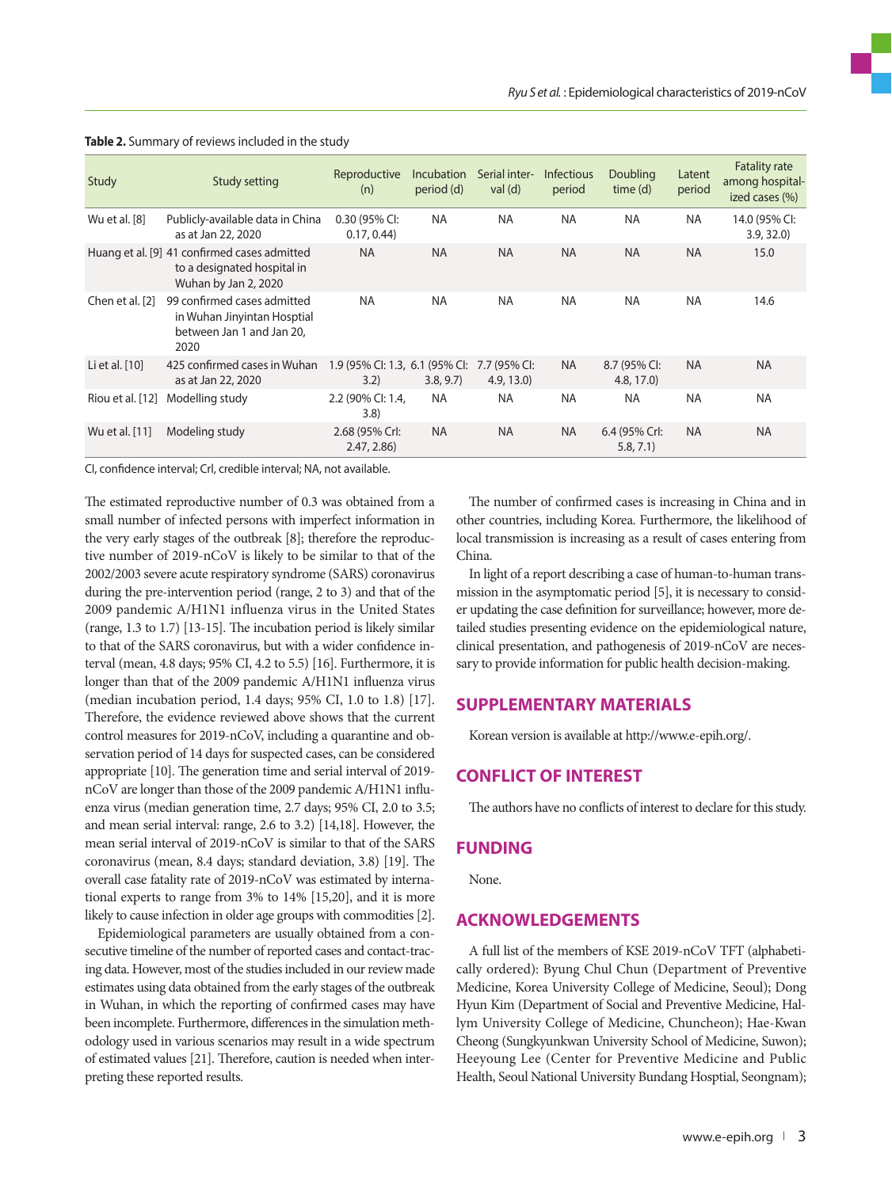**Table 2.** Summary of reviews included in the study

| Study | Study setting | Reproductive (n) | Incubation period (d) | Serial interval (d) | Infectious period | Doubling time (d) | Latent period | Fatality rate among hospitalized cases (%) |
|---|---|---|---|---|---|---|---|---|
| Wu et al. [8] | Publicly-available data in China as at Jan 22, 2020 | 0.30 (95% CI: 0.17, 0.44) | NA | NA | NA | NA | NA | 14.0 (95% CI: 3.9, 32.0) |
| Huang et al. [9] | 41 confirmed cases admitted to a designated hospital in Wuhan by Jan 2, 2020 | NA | NA | NA | NA | NA | NA | 15.0 |
| Chen et al. [2] | 99 confirmed cases admitted in Wuhan Jinyintan Hosptial between Jan 1 and Jan 20, 2020 | NA | NA | NA | NA | NA | NA | 14.6 |
| Li et al. [10] | 425 confirmed cases in Wuhan as at Jan 22, 2020 | 1.9 (95% CI: 1.3, 3.2) | 6.1 (95% CI: 3.8, 9.7) | 7.7 (95% CI: 4.9, 13.0) | NA | 8.7 (95% CI: 4.8, 17.0) | NA | NA |
| Riou et al. [12] | Modelling study | 2.2 (90% CI: 1.4, 3.8) | NA | NA | NA | NA | NA | NA |
| Wu et al. [11] | Modeling study | 2.68 (95% CrI: 2.47, 2.86) | NA | NA | NA | 6.4 (95% CrI: 5.8, 7.1) | NA | NA |

CI, confidence interval; CrI, credible interval; NA, not available.

The estimated reproductive number of 0.3 was obtained from a small number of infected persons with imperfect information in the very early stages of the outbreak [8]; therefore the reproductive number of 2019-nCoV is likely to be similar to that of the 2002/2003 severe acute respiratory syndrome (SARS) coronavirus during the pre-intervention period (range, 2 to 3) and that of the 2009 pandemic A/H1N1 influenza virus in the United States (range, 1.3 to 1.7) [13-15]. The incubation period is likely similar to that of the SARS coronavirus, but with a wider confidence interval (mean, 4.8 days; 95% CI, 4.2 to 5.5) [16]. Furthermore, it is longer than that of the 2009 pandemic A/H1N1 influenza virus (median incubation period, 1.4 days; 95% CI, 1.0 to 1.8) [17]. Therefore, the evidence reviewed above shows that the current control measures for 2019-nCoV, including a quarantine and observation period of 14 days for suspected cases, can be considered appropriate [10]. The generation time and serial interval of 2019-nCoV are longer than those of the 2009 pandemic A/H1N1 influenza virus (median generation time, 2.7 days; 95% CI, 2.0 to 3.5; and mean serial interval: range, 2.6 to 3.2) [14,18]. However, the mean serial interval of 2019-nCoV is similar to that of the SARS coronavirus (mean, 8.4 days; standard deviation, 3.8) [19]. The overall case fatality rate of 2019-nCoV was estimated by international experts to range from 3% to 14% [15,20], and it is more likely to cause infection in older age groups with commodities [2].

Epidemiological parameters are usually obtained from a consecutive timeline of the number of reported cases and contact-tracing data. However, most of the studies included in our review made estimates using data obtained from the early stages of the outbreak in Wuhan, in which the reporting of confirmed cases may have been incomplete. Furthermore, differences in the simulation methodology used in various scenarios may result in a wide spectrum of estimated values [21]. Therefore, caution is needed when interpreting these reported results.

The number of confirmed cases is increasing in China and in other countries, including Korea. Furthermore, the likelihood of local transmission is increasing as a result of cases entering from China.

In light of a report describing a case of human-to-human transmission in the asymptomatic period [5], it is necessary to consider updating the case definition for surveillance; however, more detailed studies presenting evidence on the epidemiological nature, clinical presentation, and pathogenesis of 2019-nCoV are necessary to provide information for public health decision-making.

## SUPPLEMENTARY MATERIALS

Korean version is available at http://www.e-epih.org/.

## CONFLICT OF INTEREST

The authors have no conflicts of interest to declare for this study.

## FUNDING

None.

## ACKNOWLEDGEMENTS

A full list of the members of KSE 2019-nCoV TFT (alphabetically ordered): Byung Chul Chun (Department of Preventive Medicine, Korea University College of Medicine, Seoul); Dong Hyun Kim (Department of Social and Preventive Medicine, Hallym University College of Medicine, Chuncheon); Hae-Kwan Cheong (Sungkyunkwan University School of Medicine, Suwon); Heeyoung Lee (Center for Preventive Medicine and Public Health, Seoul National University Bundang Hosptial, Seongnam);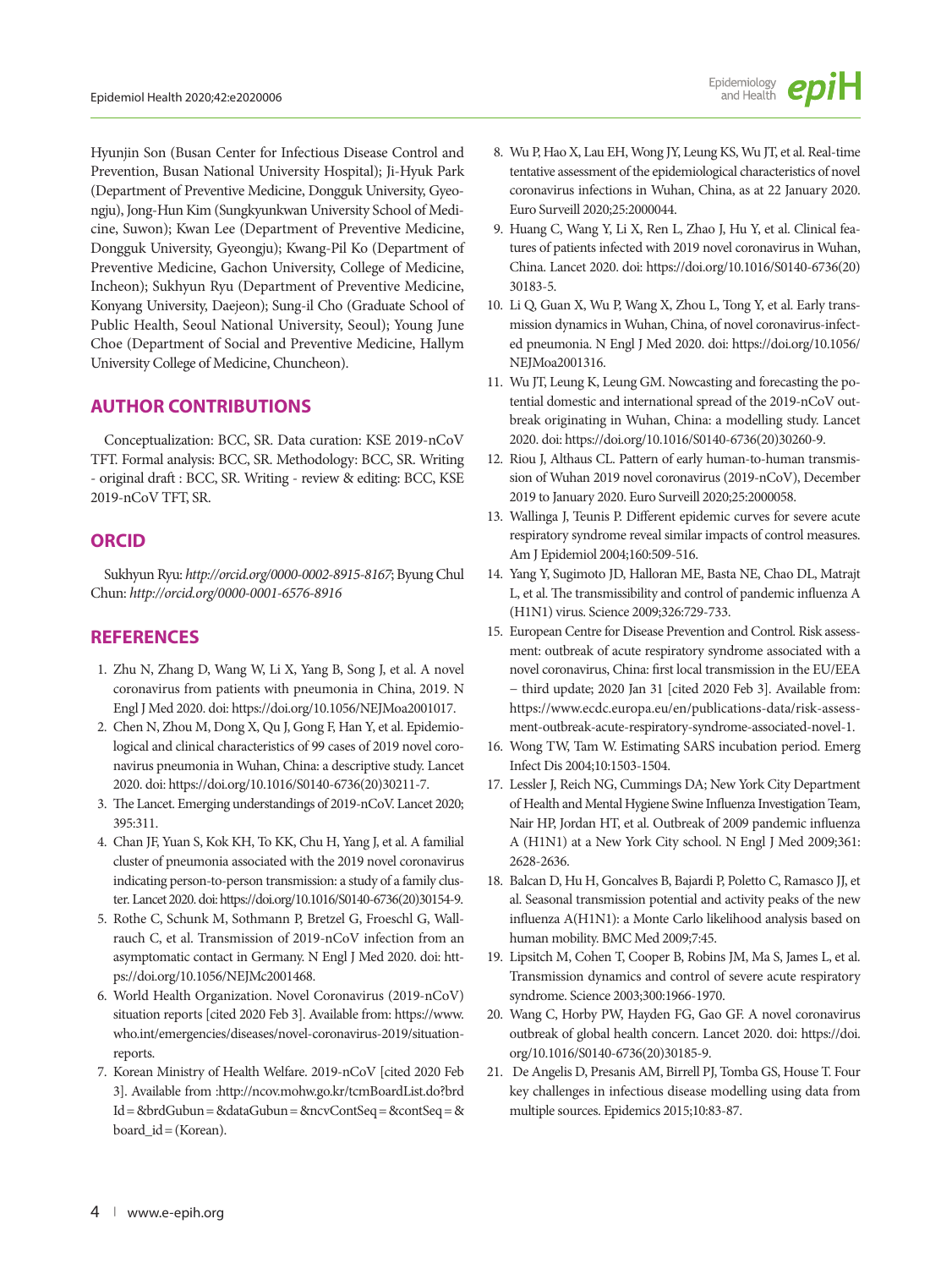Hyunjin Son (Busan Center for Infectious Disease Control and Prevention, Busan National University Hospital); Ji-Hyuk Park (Department of Preventive Medicine, Dongguk University, Gyeongju), Jong-Hun Kim (Sungkyunkwan University School of Medicine, Suwon); Kwan Lee (Department of Preventive Medicine, Dongguk University, Gyeongju); Kwang-Pil Ko (Department of Preventive Medicine, Gachon University, College of Medicine, Incheon); Sukhyun Ryu (Department of Preventive Medicine, Konyang University, Daejeon); Sung-il Cho (Graduate School of Public Health, Seoul National University, Seoul); Young June Choe (Department of Social and Preventive Medicine, Hallym University College of Medicine, Chuncheon).

## AUTHOR CONTRIBUTIONS

Conceptualization: BCC, SR. Data curation: KSE 2019-nCoV TFT. Formal analysis: BCC, SR. Methodology: BCC, SR. Writing - original draft : BCC, SR. Writing - review & editing: BCC, KSE 2019-nCoV TFT, SR.

## ORCID

Sukhyun Ryu: *http://orcid.org/0000-0002-8915-8167*; Byung Chul Chun: *http://orcid.org/0000-0001-6576-8916*

## REFERENCES

1. Zhu N, Zhang D, Wang W, Li X, Yang B, Song J, et al. A novel coronavirus from patients with pneumonia in China, 2019. N Engl J Med 2020. doi: https://doi.org/10.1056/NEJMoa2001017.
2. Chen N, Zhou M, Dong X, Qu J, Gong F, Han Y, et al. Epidemiological and clinical characteristics of 99 cases of 2019 novel coronavirus pneumonia in Wuhan, China: a descriptive study. Lancet 2020. doi: https://doi.org/10.1016/S0140-6736(20)30211-7.
3. The Lancet. Emerging understandings of 2019-nCoV. Lancet 2020; 395:311.
4. Chan JF, Yuan S, Kok KH, To KK, Chu H, Yang J, et al. A familial cluster of pneumonia associated with the 2019 novel coronavirus indicating person-to-person transmission: a study of a family cluster. Lancet 2020. doi: https://doi.org/10.1016/S0140-6736(20)30154-9.
5. Rothe C, Schunk M, Sothmann P, Bretzel G, Froeschl G, Wallrauch C, et al. Transmission of 2019-nCoV infection from an asymptomatic contact in Germany. N Engl J Med 2020. doi: https://doi.org/10.1056/NEJMc2001468.
6. World Health Organization. Novel Coronavirus (2019-nCoV) situation reports [cited 2020 Feb 3]. Available from: https://www.who.int/emergencies/diseases/novel-coronavirus-2019/situation-reports.
7. Korean Ministry of Health Welfare. 2019-nCoV [cited 2020 Feb 3]. Available from :http://ncov.mohw.go.kr/tcmBoardList.do?brdId=&brdGubun=&dataGubun=&ncvContSeq=&contSeq=&board_id=(Korean).
8. Wu P, Hao X, Lau EH, Wong JY, Leung KS, Wu JT, et al. Real-time tentative assessment of the epidemiological characteristics of novel coronavirus infections in Wuhan, China, as at 22 January 2020. Euro Surveill 2020;25:2000044.
9. Huang C, Wang Y, Li X, Ren L, Zhao J, Hu Y, et al. Clinical features of patients infected with 2019 novel coronavirus in Wuhan, China. Lancet 2020. doi: https://doi.org/10.1016/S0140-6736(20)30183-5.
10. Li Q, Guan X, Wu P, Wang X, Zhou L, Tong Y, et al. Early transmission dynamics in Wuhan, China, of novel coronavirus-infected pneumonia. N Engl J Med 2020. doi: https://doi.org/10.1056/NEJMoa2001316.
11. Wu JT, Leung K, Leung GM. Nowcasting and forecasting the potential domestic and international spread of the 2019-nCoV outbreak originating in Wuhan, China: a modelling study. Lancet 2020. doi: https://doi.org/10.1016/S0140-6736(20)30260-9.
12. Riou J, Althaus CL. Pattern of early human-to-human transmission of Wuhan 2019 novel coronavirus (2019-nCoV), December 2019 to January 2020. Euro Surveill 2020;25:2000058.
13. Wallinga J, Teunis P. Different epidemic curves for severe acute respiratory syndrome reveal similar impacts of control measures. Am J Epidemiol 2004;160:509-516.
14. Yang Y, Sugimoto JD, Halloran ME, Basta NE, Chao DL, Matrajt L, et al. The transmissibility and control of pandemic influenza A (H1N1) virus. Science 2009;326:729-733.
15. European Centre for Disease Prevention and Control. Risk assessment: outbreak of acute respiratory syndrome associated with a novel coronavirus, China: first local transmission in the EU/EEA – third update; 2020 Jan 31 [cited 2020 Feb 3]. Available from: https://www.ecdc.europa.eu/en/publications-data/risk-assessment-outbreak-acute-respiratory-syndrome-associated-novel-1.
16. Wong TW, Tam W. Estimating SARS incubation period. Emerg Infect Dis 2004;10:1503-1504.
17. Lessler J, Reich NG, Cummings DA; New York City Department of Health and Mental Hygiene Swine Influenza Investigation Team, Nair HP, Jordan HT, et al. Outbreak of 2009 pandemic influenza A (H1N1) at a New York City school. N Engl J Med 2009;361:2628-2636.
18. Balcan D, Hu H, Goncalves B, Bajardi P, Poletto C, Ramasco JJ, et al. Seasonal transmission potential and activity peaks of the new influenza A(H1N1): a Monte Carlo likelihood analysis based on human mobility. BMC Med 2009;7:45.
19. Lipsitch M, Cohen T, Cooper B, Robins JM, Ma S, James L, et al. Transmission dynamics and control of severe acute respiratory syndrome. Science 2003;300:1966-1970.
20. Wang C, Horby PW, Hayden FG, Gao GF. A novel coronavirus outbreak of global health concern. Lancet 2020. doi: https://doi.org/10.1016/S0140-6736(20)30185-9.
21. De Angelis D, Presanis AM, Birrell PJ, Tomba GS, House T. Four key challenges in infectious disease modelling using data from multiple sources. Epidemics 2015;10:83-87.